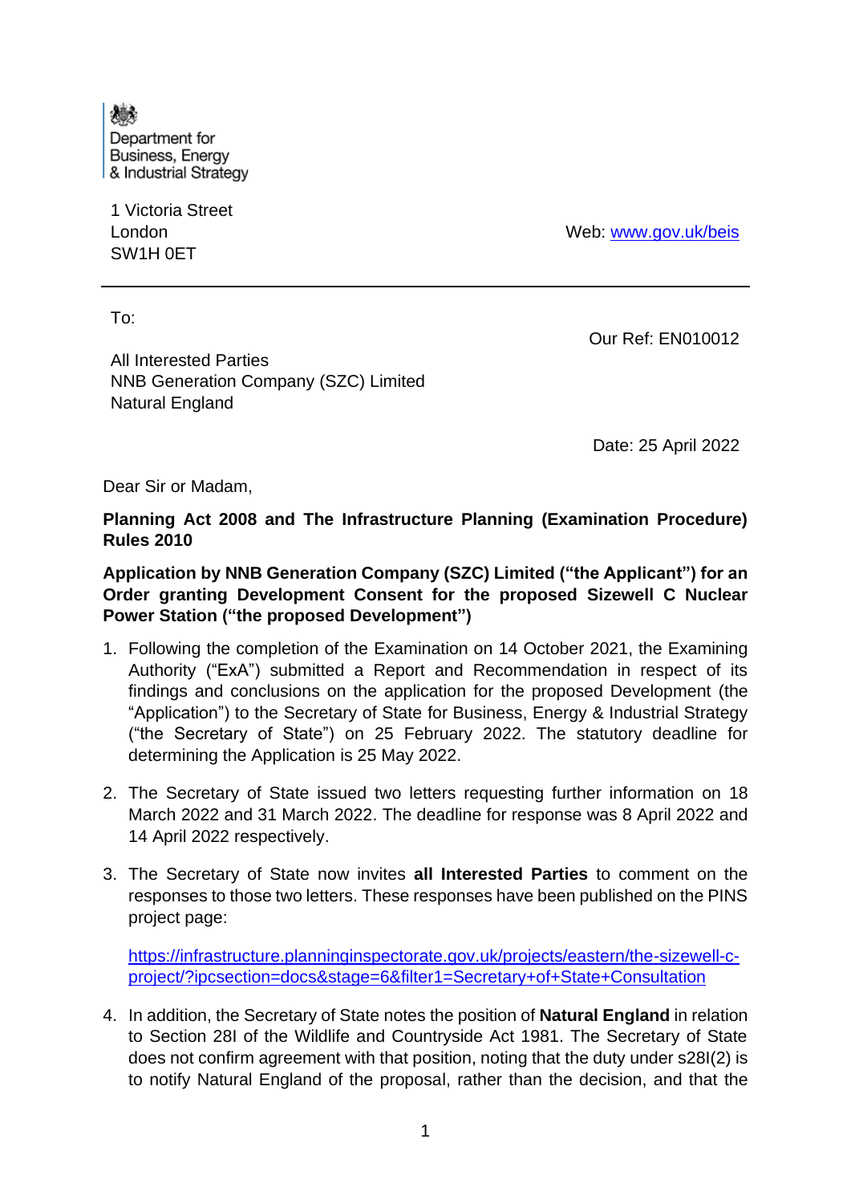Department for
Business, Energy
& Industrial Strategy

1 Victoria Street
London
SW1H 0ET

Web: [www.gov.uk/beis](http://www.gov.uk/beis)

To:

All Interested Parties
NNB Generation Company (SZC) Limited
Natural England

Our Ref: EN010012

Date: 25 April 2022

Dear Sir or Madam,

**Planning Act 2008 and The Infrastructure Planning (Examination Procedure) Rules 2010**

**Application by NNB Generation Company (SZC) Limited ("the Applicant") for an Order granting Development Consent for the proposed Sizewell C Nuclear Power Station ("the proposed Development")**

1. Following the completion of the Examination on 14 October 2021, the Examining Authority ("ExA") submitted a Report and Recommendation in respect of its findings and conclusions on the application for the proposed Development (the "Application") to the Secretary of State for Business, Energy & Industrial Strategy ("the Secretary of State") on 25 February 2022. The statutory deadline for determining the Application is 25 May 2022.

2. The Secretary of State issued two letters requesting further information on 18 March 2022 and 31 March 2022. The deadline for response was 8 April 2022 and 14 April 2022 respectively.

3. The Secretary of State now invites **all Interested Parties** to comment on the responses to those two letters. These responses have been published on the PINS project page:

   [https://infrastructure.planninginspectorate.gov.uk/projects/eastern/the-sizewell-c-project/?ipcsection=docs&stage=6&filter1=Secretary+of+State+Consultation](https://infrastructure.planninginspectorate.gov.uk/projects/eastern/the-sizewell-c-project/?ipcsection=docs&stage=6&filter1=Secretary+of+State+Consultation)

4. In addition, the Secretary of State notes the position of **Natural England** in relation to Section 28I of the Wildlife and Countryside Act 1981. The Secretary of State does not confirm agreement with that position, noting that the duty under s28I(2) is to notify Natural England of the proposal, rather than the decision, and that the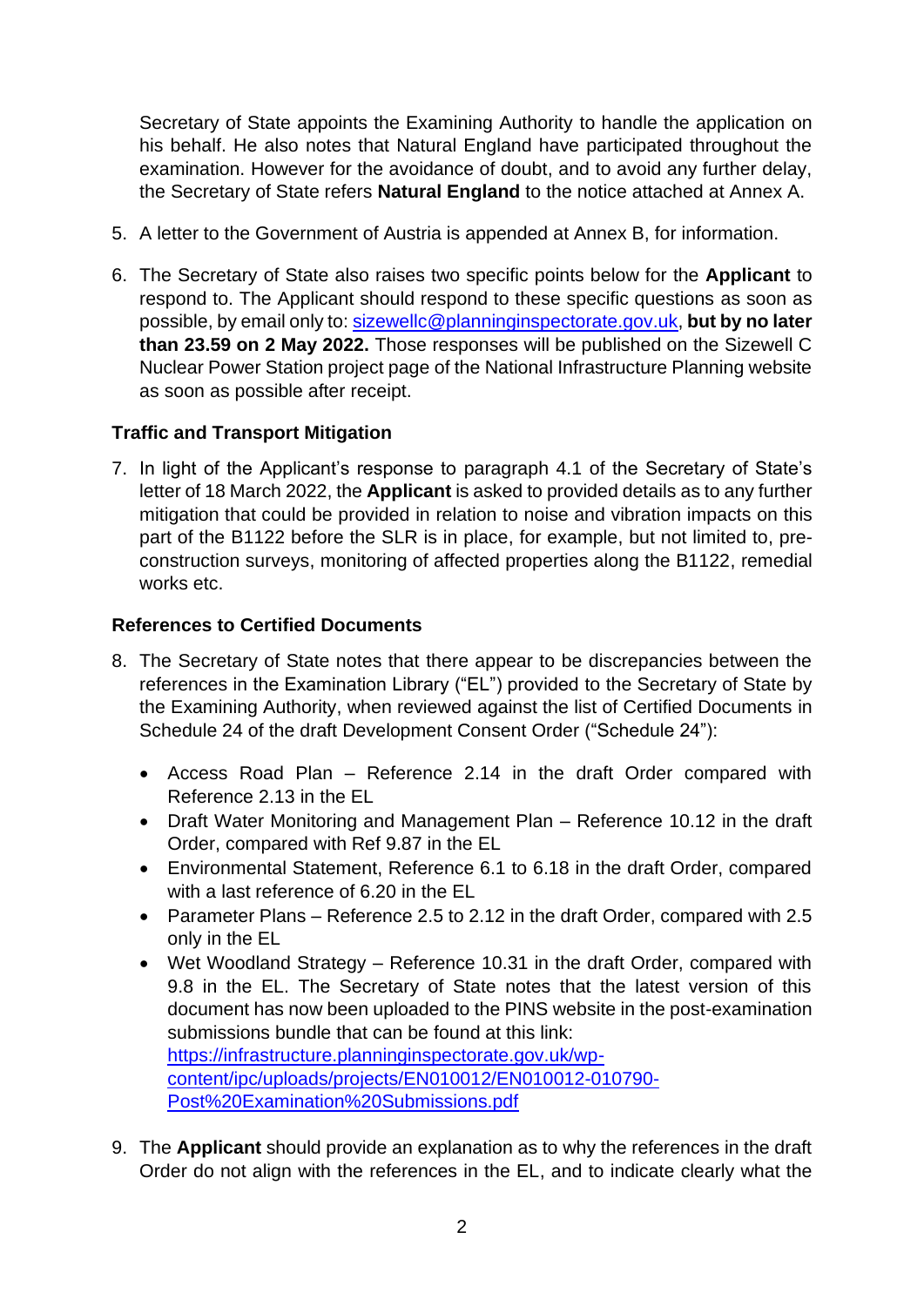Secretary of State appoints the Examining Authority to handle the application on his behalf. He also notes that Natural England have participated throughout the examination. However for the avoidance of doubt, and to avoid any further delay, the Secretary of State refers **Natural England** to the notice attached at Annex A.

5. A letter to the Government of Austria is appended at Annex B, for information.

6. The Secretary of State also raises two specific points below for the **Applicant** to respond to. The Applicant should respond to these specific questions as soon as possible, by email only to: sizewellc@planninginspectorate.gov.uk, **but by no later than 23.59 on 2 May 2022.** Those responses will be published on the Sizewell C Nuclear Power Station project page of the National Infrastructure Planning website as soon as possible after receipt.

**Traffic and Transport Mitigation**

7. In light of the Applicant's response to paragraph 4.1 of the Secretary of State's letter of 18 March 2022, the **Applicant** is asked to provided details as to any further mitigation that could be provided in relation to noise and vibration impacts on this part of the B1122 before the SLR is in place, for example, but not limited to, pre-construction surveys, monitoring of affected properties along the B1122, remedial works etc.

**References to Certified Documents**

8. The Secretary of State notes that there appear to be discrepancies between the references in the Examination Library ("EL") provided to the Secretary of State by the Examining Authority, when reviewed against the list of Certified Documents in Schedule 24 of the draft Development Consent Order ("Schedule 24"):

   - Access Road Plan – Reference 2.14 in the draft Order compared with Reference 2.13 in the EL
   - Draft Water Monitoring and Management Plan – Reference 10.12 in the draft Order, compared with Ref 9.87 in the EL
   - Environmental Statement, Reference 6.1 to 6.18 in the draft Order, compared with a last reference of 6.20 in the EL
   - Parameter Plans – Reference 2.5 to 2.12 in the draft Order, compared with 2.5 only in the EL
   - Wet Woodland Strategy – Reference 10.31 in the draft Order, compared with 9.8 in the EL. The Secretary of State notes that the latest version of this document has now been uploaded to the PINS website in the post-examination submissions bundle that can be found at this link: https://infrastructure.planninginspectorate.gov.uk/wp-content/ipc/uploads/projects/EN010012/EN010012-010790-Post%20Examination%20Submissions.pdf

9. The **Applicant** should provide an explanation as to why the references in the draft Order do not align with the references in the EL, and to indicate clearly what the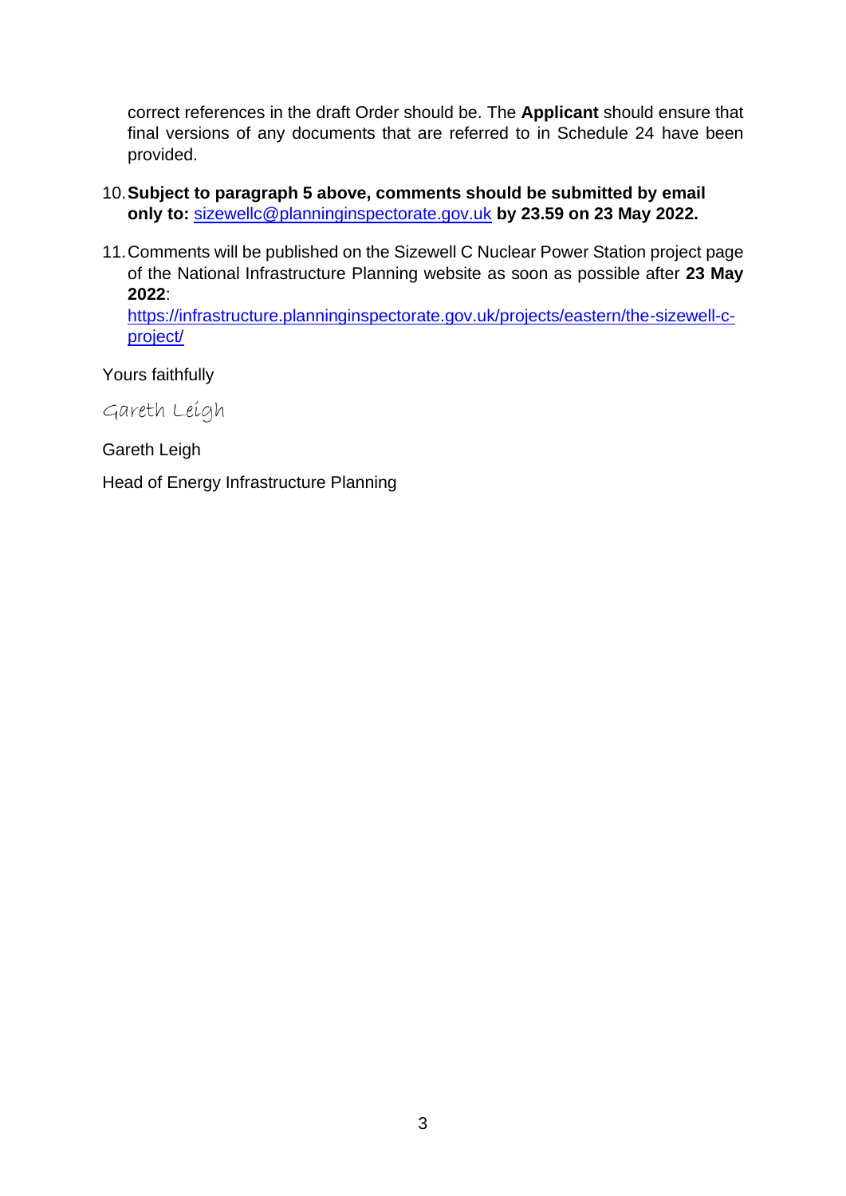correct references in the draft Order should be. The **Applicant** should ensure that final versions of any documents that are referred to in Schedule 24 have been provided.

10. **Subject to paragraph 5 above, comments should be submitted by email only to:** sizewellc@planninginspectorate.gov.uk **by 23.59 on 23 May 2022.**

11. Comments will be published on the Sizewell C Nuclear Power Station project page of the National Infrastructure Planning website as soon as possible after **23 May 2022**:
https://infrastructure.planninginspectorate.gov.uk/projects/eastern/the-sizewell-c-project/

Yours faithfully

Gareth Leigh

Gareth Leigh

Head of Energy Infrastructure Planning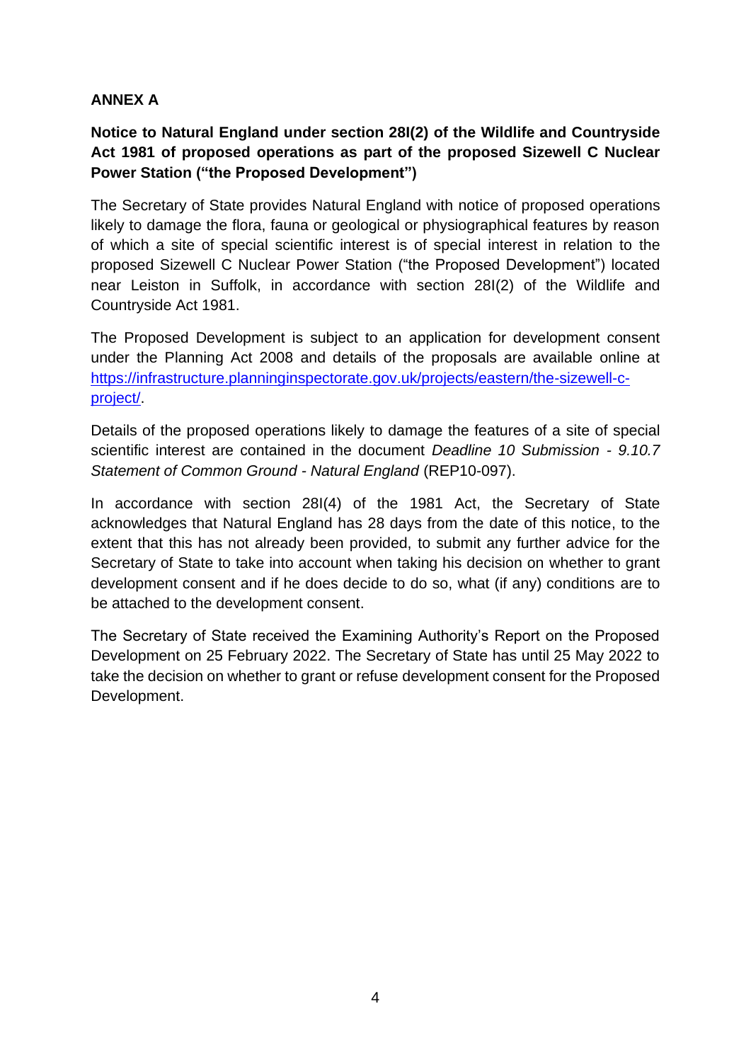**ANNEX A**

**Notice to Natural England under section 28I(2) of the Wildlife and Countryside Act 1981 of proposed operations as part of the proposed Sizewell C Nuclear Power Station ("the Proposed Development")**

The Secretary of State provides Natural England with notice of proposed operations likely to damage the flora, fauna or geological or physiographical features by reason of which a site of special scientific interest is of special interest in relation to the proposed Sizewell C Nuclear Power Station ("the Proposed Development") located near Leiston in Suffolk, in accordance with section 28I(2) of the Wildlife and Countryside Act 1981.

The Proposed Development is subject to an application for development consent under the Planning Act 2008 and details of the proposals are available online at [https://infrastructure.planninginspectorate.gov.uk/projects/eastern/the-sizewell-c-project/](https://infrastructure.planninginspectorate.gov.uk/projects/eastern/the-sizewell-c-project/).

Details of the proposed operations likely to damage the features of a site of special scientific interest are contained in the document *Deadline 10 Submission - 9.10.7 Statement of Common Ground - Natural England* (REP10-097).

In accordance with section 28I(4) of the 1981 Act, the Secretary of State acknowledges that Natural England has 28 days from the date of this notice, to the extent that this has not already been provided, to submit any further advice for the Secretary of State to take into account when taking his decision on whether to grant development consent and if he does decide to do so, what (if any) conditions are to be attached to the development consent.

The Secretary of State received the Examining Authority's Report on the Proposed Development on 25 February 2022. The Secretary of State has until 25 May 2022 to take the decision on whether to grant or refuse development consent for the Proposed Development.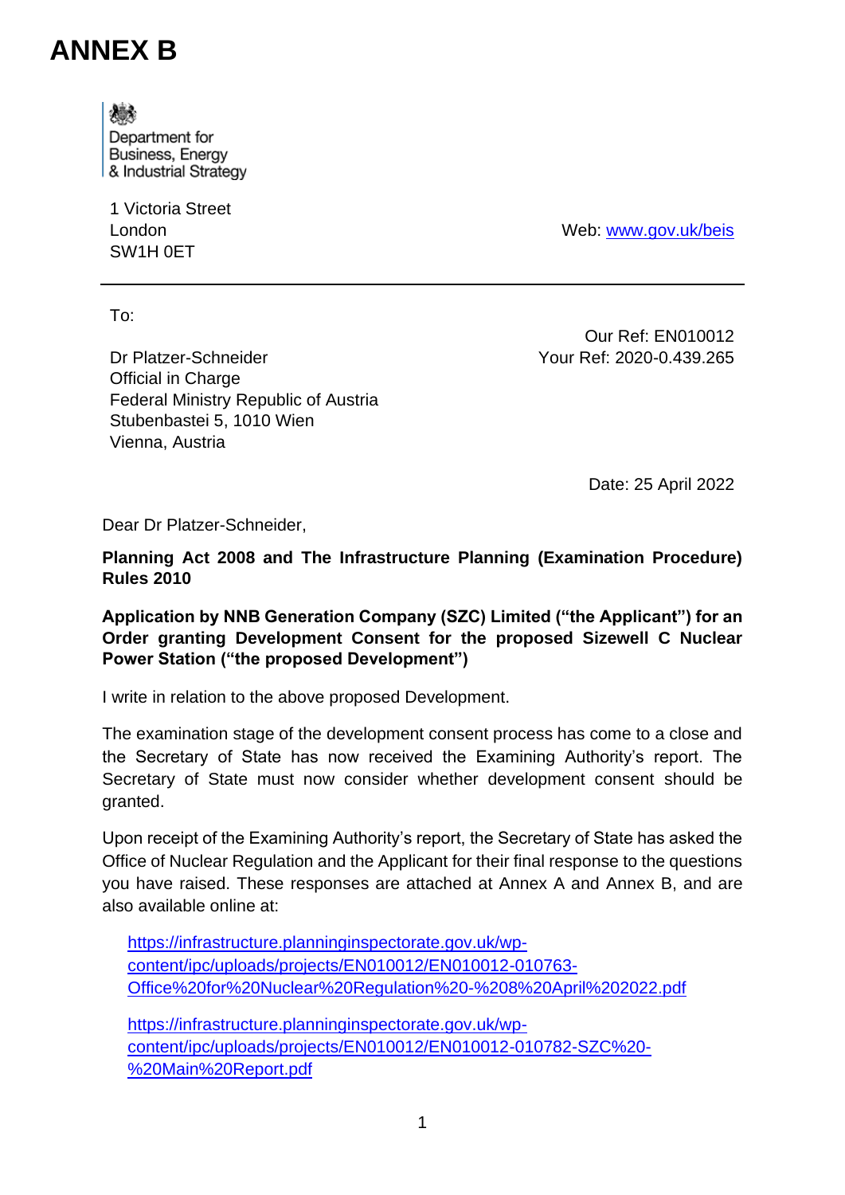# ANNEX B

Department for Business, Energy & Industrial Strategy

1 Victoria Street
London
SW1H 0ET

Web: [www.gov.uk/beis](www.gov.uk/beis)

---

To:

Dr Platzer-Schneider
Official in Charge
Federal Ministry Republic of Austria
Stubenbastei 5, 1010 Wien
Vienna, Austria

Our Ref: EN010012
Your Ref: 2020-0.439.265

Date: 25 April 2022

Dear Dr Platzer-Schneider,

**Planning Act 2008 and The Infrastructure Planning (Examination Procedure) Rules 2010**

**Application by NNB Generation Company (SZC) Limited ("the Applicant") for an Order granting Development Consent for the proposed Sizewell C Nuclear Power Station ("the proposed Development")**

I write in relation to the above proposed Development.

The examination stage of the development consent process has come to a close and the Secretary of State has now received the Examining Authority's report. The Secretary of State must now consider whether development consent should be granted.

Upon receipt of the Examining Authority's report, the Secretary of State has asked the Office of Nuclear Regulation and the Applicant for their final response to the questions you have raised. These responses are attached at Annex A and Annex B, and are also available online at:

[https://infrastructure.planninginspectorate.gov.uk/wp-content/ipc/uploads/projects/EN010012/EN010012-010763-Office%20for%20Nuclear%20Regulation%20-%208%20April%202022.pdf](https://infrastructure.planninginspectorate.gov.uk/wp-content/ipc/uploads/projects/EN010012/EN010012-010763-Office%20for%20Nuclear%20Regulation%20-%208%20April%202022.pdf)

[https://infrastructure.planninginspectorate.gov.uk/wp-content/ipc/uploads/projects/EN010012/EN010012-010782-SZC%20-%20Main%20Report.pdf](https://infrastructure.planninginspectorate.gov.uk/wp-content/ipc/uploads/projects/EN010012/EN010012-010782-SZC%20-%20Main%20Report.pdf)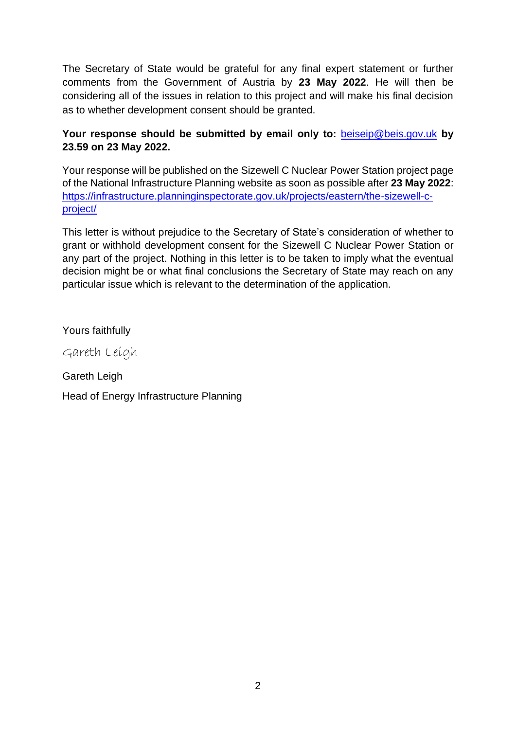The Secretary of State would be grateful for any final expert statement or further comments from the Government of Austria by **23 May 2022**. He will then be considering all of the issues in relation to this project and will make his final decision as to whether development consent should be granted.

**Your response should be submitted by email only to:** beiseip@beis.gov.uk **by 23.59 on 23 May 2022.**

Your response will be published on the Sizewell C Nuclear Power Station project page of the National Infrastructure Planning website as soon as possible after **23 May 2022**: https://infrastructure.planninginspectorate.gov.uk/projects/eastern/the-sizewell-c-project/

This letter is without prejudice to the Secretary of State's consideration of whether to grant or withhold development consent for the Sizewell C Nuclear Power Station or any part of the project. Nothing in this letter is to be taken to imply what the eventual decision might be or what final conclusions the Secretary of State may reach on any particular issue which is relevant to the determination of the application.

Yours faithfully

*Gareth Leigh*

Gareth Leigh

Head of Energy Infrastructure Planning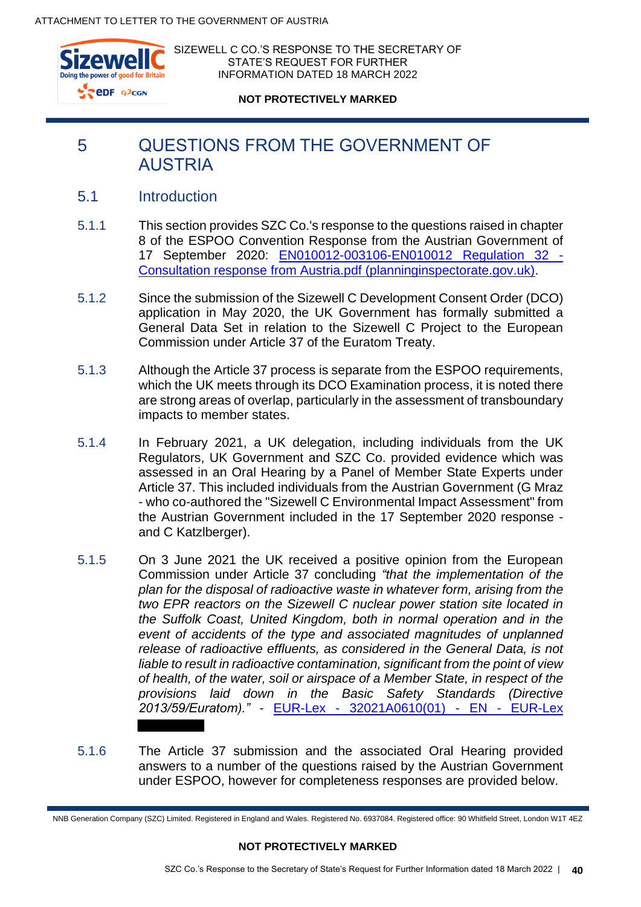# 5 QUESTIONS FROM THE GOVERNMENT OF AUSTRIA

## 5.1 Introduction

5.1.1 This section provides SZC Co.'s response to the questions raised in chapter 8 of the ESPOO Convention Response from the Austrian Government of 17 September 2020: EN010012-003106-EN010012 Regulation 32 - Consultation response from Austria.pdf (planninginspectorate.gov.uk).

5.1.2 Since the submission of the Sizewell C Development Consent Order (DCO) application in May 2020, the UK Government has formally submitted a General Data Set in relation to the Sizewell C Project to the European Commission under Article 37 of the Euratom Treaty.

5.1.3 Although the Article 37 process is separate from the ESPOO requirements, which the UK meets through its DCO Examination process, it is noted there are strong areas of overlap, particularly in the assessment of transboundary impacts to member states.

5.1.4 In February 2021, a UK delegation, including individuals from the UK Regulators, UK Government and SZC Co. provided evidence which was assessed in an Oral Hearing by a Panel of Member State Experts under Article 37. This included individuals from the Austrian Government (G Mraz - who co-authored the "Sizewell C Environmental Impact Assessment" from the Austrian Government included in the 17 September 2020 response - and C Katzlberger).

5.1.5 On 3 June 2021 the UK received a positive opinion from the European Commission under Article 37 concluding *"that the implementation of the plan for the disposal of radioactive waste in whatever form, arising from the two EPR reactors on the Sizewell C nuclear power station site located in the Suffolk Coast, United Kingdom, both in normal operation and in the event of accidents of the type and associated magnitudes of unplanned release of radioactive effluents, as considered in the General Data, is not liable to result in radioactive contamination, significant from the point of view of health, of the water, soil or airspace of a Member State, in respect of the provisions laid down in the Basic Safety Standards (Directive 2013/59/Euratom)."* - EUR-Lex - 32021A0610(01) - EN - EUR-Lex

5.1.6 The Article 37 submission and the associated Oral Hearing provided answers to a number of the questions raised by the Austrian Government under ESPOO, however for completeness responses are provided below.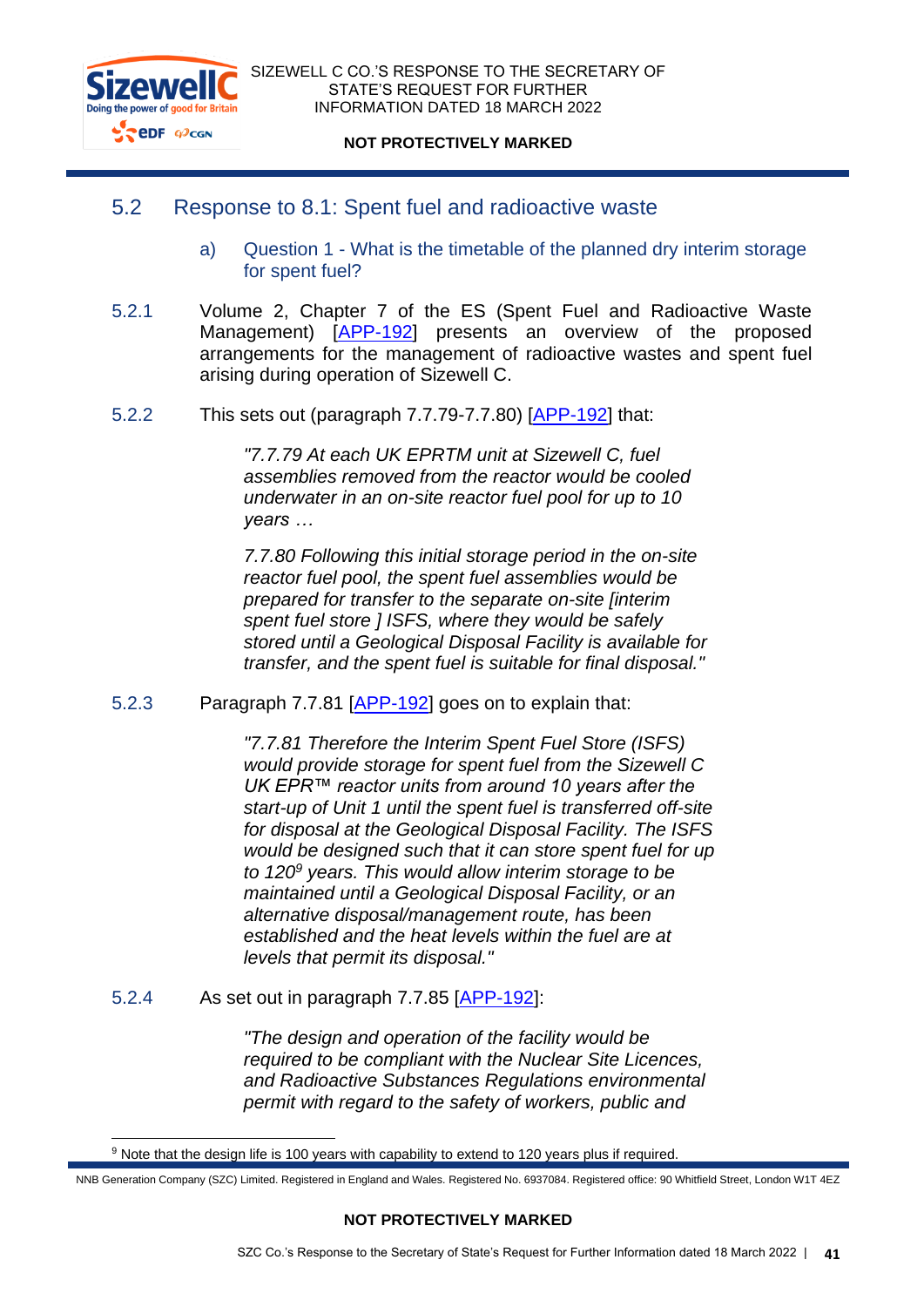## 5.2 Response to 8.1: Spent fuel and radioactive waste

### a) Question 1 - What is the timetable of the planned dry interim storage for spent fuel?

5.2.1 Volume 2, Chapter 7 of the ES (Spent Fuel and Radioactive Waste Management) [APP-192] presents an overview of the proposed arrangements for the management of radioactive wastes and spent fuel arising during operation of Sizewell C.

5.2.2 This sets out (paragraph 7.7.79-7.7.80) [APP-192] that:

> *"7.7.79 At each UK EPRTM unit at Sizewell C, fuel assemblies removed from the reactor would be cooled underwater in an on-site reactor fuel pool for up to 10 years …*
>
> *7.7.80 Following this initial storage period in the on-site reactor fuel pool, the spent fuel assemblies would be prepared for transfer to the separate on-site [interim spent fuel store ] ISFS, where they would be safely stored until a Geological Disposal Facility is available for transfer, and the spent fuel is suitable for final disposal."*

5.2.3 Paragraph 7.7.81 [APP-192] goes on to explain that:

> *"7.7.81 Therefore the Interim Spent Fuel Store (ISFS) would provide storage for spent fuel from the Sizewell C UK EPR™ reactor units from around 10 years after the start-up of Unit 1 until the spent fuel is transferred off-site for disposal at the Geological Disposal Facility. The ISFS would be designed such that it can store spent fuel for up to 120[9] years. This would allow interim storage to be maintained until a Geological Disposal Facility, or an alternative disposal/management route, has been established and the heat levels within the fuel are at levels that permit its disposal."*

5.2.4 As set out in paragraph 7.7.85 [APP-192]:

> *"The design and operation of the facility would be required to be compliant with the Nuclear Site Licences, and Radioactive Substances Regulations environmental permit with regard to the safety of workers, public and*

[9] Note that the design life is 100 years with capability to extend to 120 years plus if required.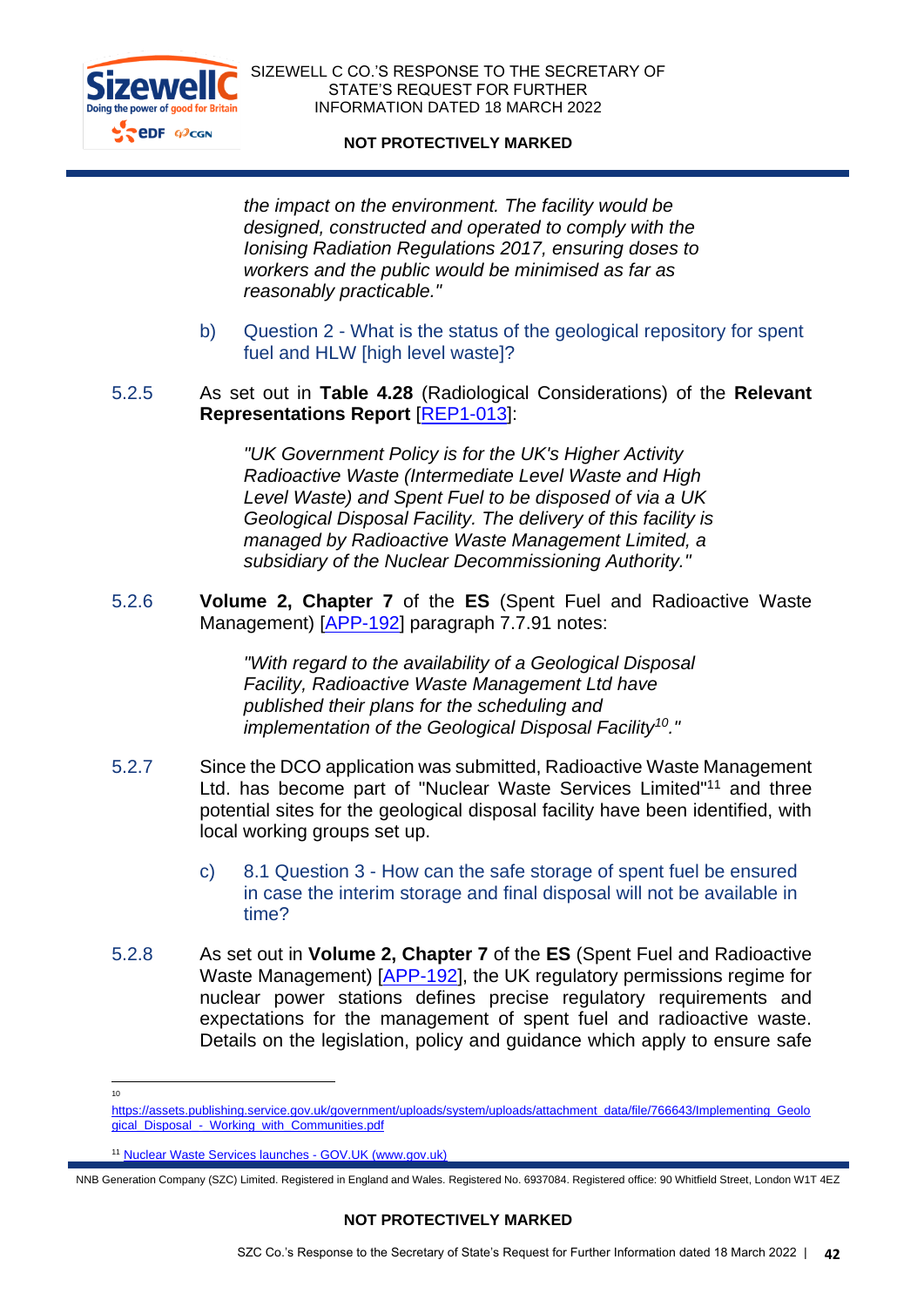*the impact on the environment. The facility would be designed, constructed and operated to comply with the Ionising Radiation Regulations 2017, ensuring doses to workers and the public would be minimised as far as reasonably practicable."*

b) Question 2 - What is the status of the geological repository for spent fuel and HLW [high level waste]?

5.2.5 As set out in **Table 4.28** (Radiological Considerations) of the **Relevant Representations Report** [REP1-013]:

> *"UK Government Policy is for the UK's Higher Activity Radioactive Waste (Intermediate Level Waste and High Level Waste) and Spent Fuel to be disposed of via a UK Geological Disposal Facility. The delivery of this facility is managed by Radioactive Waste Management Limited, a subsidiary of the Nuclear Decommissioning Authority."*

5.2.6 **Volume 2, Chapter 7** of the **ES** (Spent Fuel and Radioactive Waste Management) [APP-192] paragraph 7.7.91 notes:

> *"With regard to the availability of a Geological Disposal Facility, Radioactive Waste Management Ltd have published their plans for the scheduling and implementation of the Geological Disposal Facility[10]."*

5.2.7 Since the DCO application was submitted, Radioactive Waste Management Ltd. has become part of "Nuclear Waste Services Limited"[11] and three potential sites for the geological disposal facility have been identified, with local working groups set up.

c) 8.1 Question 3 - How can the safe storage of spent fuel be ensured in case the interim storage and final disposal will not be available in time?

5.2.8 As set out in **Volume 2, Chapter 7** of the **ES** (Spent Fuel and Radioactive Waste Management) [APP-192], the UK regulatory permissions regime for nuclear power stations defines precise regulatory requirements and expectations for the management of spent fuel and radioactive waste. Details on the legislation, policy and guidance which apply to ensure safe

---

[10] https://assets.publishing.service.gov.uk/government/uploads/system/uploads/attachment_data/file/766643/Implementing_Geological_Disposal_-_Working_with_Communities.pdf

[11] Nuclear Waste Services launches - GOV.UK (www.gov.uk)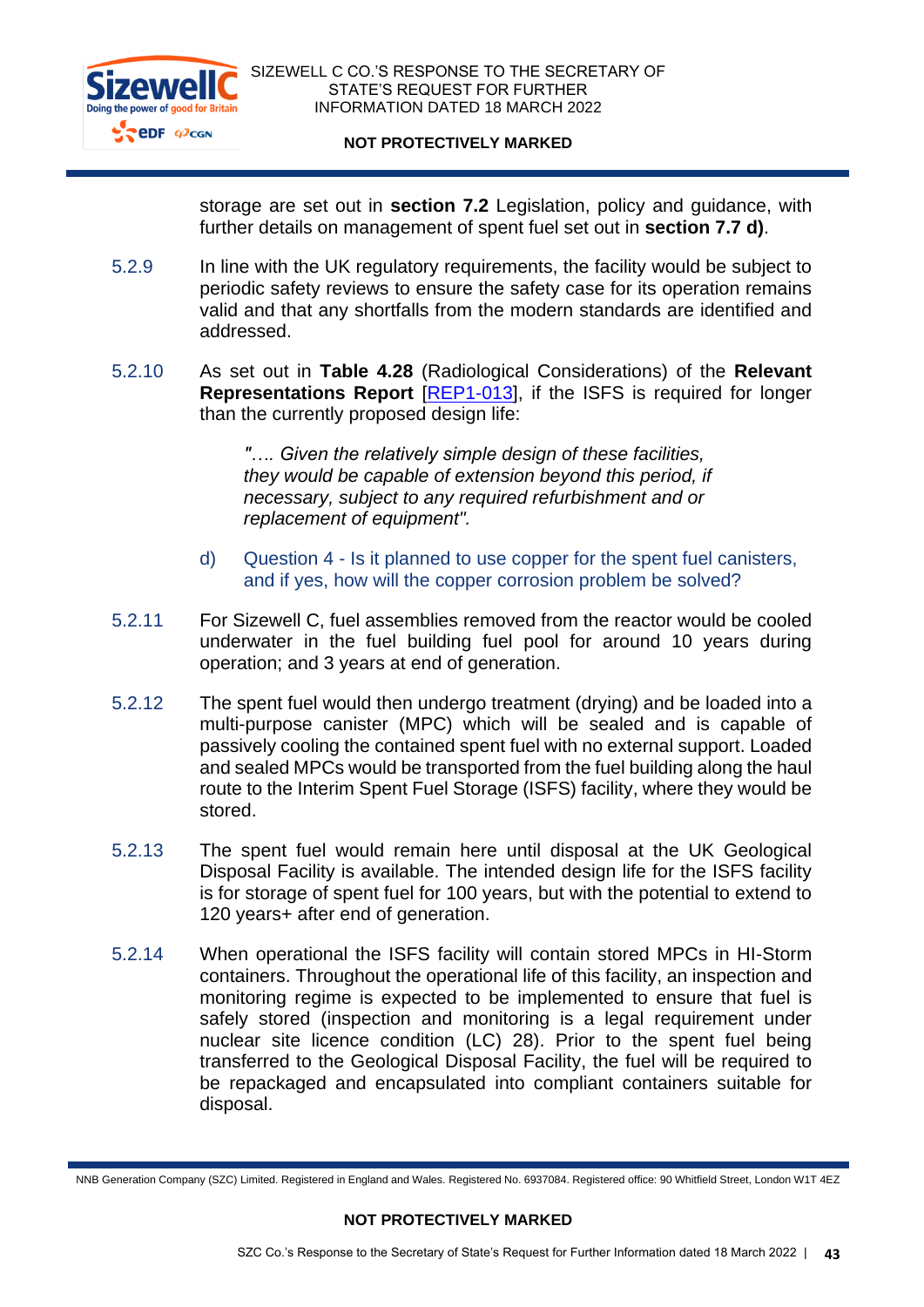storage are set out in **section 7.2** Legislation, policy and guidance, with further details on management of spent fuel set out in **section 7.7 d)**.

5.2.9 In line with the UK regulatory requirements, the facility would be subject to periodic safety reviews to ensure the safety case for its operation remains valid and that any shortfalls from the modern standards are identified and addressed.

5.2.10 As set out in **Table 4.28** (Radiological Considerations) of the **Relevant Representations Report** [REP1-013], if the ISFS is required for longer than the currently proposed design life:

> *"…. Given the relatively simple design of these facilities, they would be capable of extension beyond this period, if necessary, subject to any required refurbishment and or replacement of equipment".*

### d) Question 4 - Is it planned to use copper for the spent fuel canisters, and if yes, how will the copper corrosion problem be solved?

5.2.11 For Sizewell C, fuel assemblies removed from the reactor would be cooled underwater in the fuel building fuel pool for around 10 years during operation; and 3 years at end of generation.

5.2.12 The spent fuel would then undergo treatment (drying) and be loaded into a multi-purpose canister (MPC) which will be sealed and is capable of passively cooling the contained spent fuel with no external support. Loaded and sealed MPCs would be transported from the fuel building along the haul route to the Interim Spent Fuel Storage (ISFS) facility, where they would be stored.

5.2.13 The spent fuel would remain here until disposal at the UK Geological Disposal Facility is available. The intended design life for the ISFS facility is for storage of spent fuel for 100 years, but with the potential to extend to 120 years+ after end of generation.

5.2.14 When operational the ISFS facility will contain stored MPCs in HI-Storm containers. Throughout the operational life of this facility, an inspection and monitoring regime is expected to be implemented to ensure that fuel is safely stored (inspection and monitoring is a legal requirement under nuclear site licence condition (LC) 28). Prior to the spent fuel being transferred to the Geological Disposal Facility, the fuel will be required to be repackaged and encapsulated into compliant containers suitable for disposal.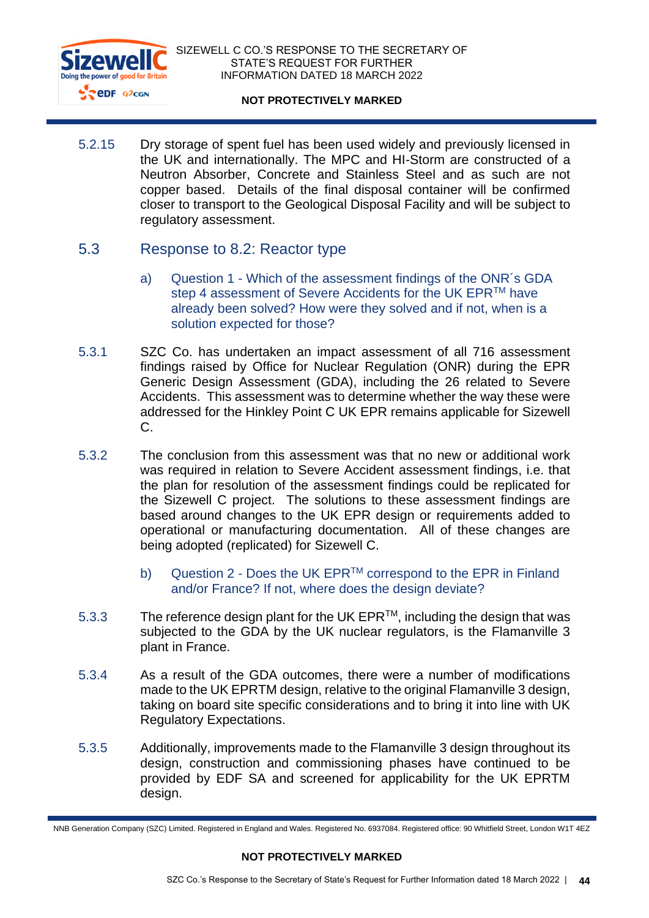5.2.15 Dry storage of spent fuel has been used widely and previously licensed in the UK and internationally. The MPC and HI-Storm are constructed of a Neutron Absorber, Concrete and Stainless Steel and as such are not copper based. Details of the final disposal container will be confirmed closer to transport to the Geological Disposal Facility and will be subject to regulatory assessment.

## 5.3 Response to 8.2: Reactor type

a) Question 1 - Which of the assessment findings of the ONR´s GDA step 4 assessment of Severe Accidents for the UK EPR™ have already been solved? How were they solved and if not, when is a solution expected for those?

5.3.1 SZC Co. has undertaken an impact assessment of all 716 assessment findings raised by Office for Nuclear Regulation (ONR) during the EPR Generic Design Assessment (GDA), including the 26 related to Severe Accidents. This assessment was to determine whether the way these were addressed for the Hinkley Point C UK EPR remains applicable for Sizewell C.

5.3.2 The conclusion from this assessment was that no new or additional work was required in relation to Severe Accident assessment findings, i.e. that the plan for resolution of the assessment findings could be replicated for the Sizewell C project. The solutions to these assessment findings are based around changes to the UK EPR design or requirements added to operational or manufacturing documentation. All of these changes are being adopted (replicated) for Sizewell C.

b) Question 2 - Does the UK EPR™ correspond to the EPR in Finland and/or France? If not, where does the design deviate?

5.3.3 The reference design plant for the UK EPR™, including the design that was subjected to the GDA by the UK nuclear regulators, is the Flamanville 3 plant in France.

5.3.4 As a result of the GDA outcomes, there were a number of modifications made to the UK EPRTM design, relative to the original Flamanville 3 design, taking on board site specific considerations and to bring it into line with UK Regulatory Expectations.

5.3.5 Additionally, improvements made to the Flamanville 3 design throughout its design, construction and commissioning phases have continued to be provided by EDF SA and screened for applicability for the UK EPRTM design.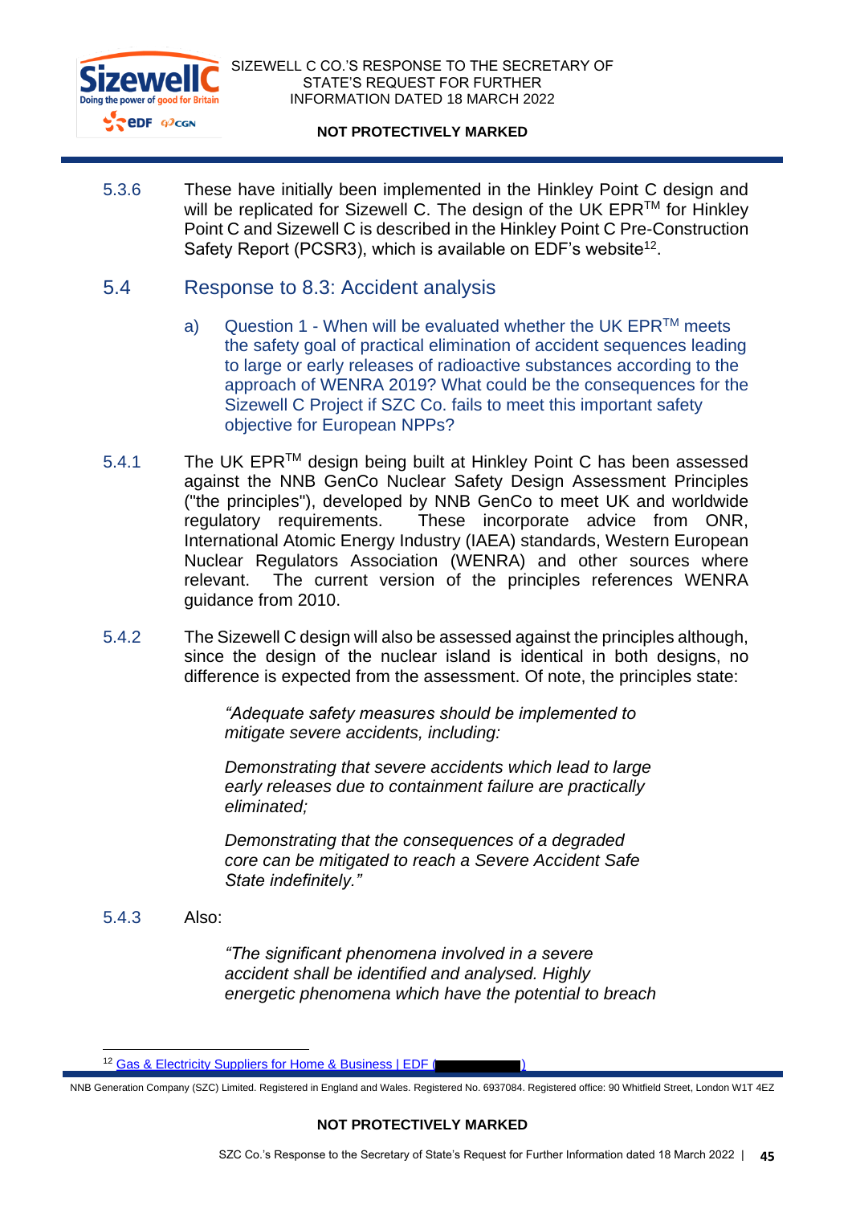5.3.6 These have initially been implemented in the Hinkley Point C design and will be replicated for Sizewell C. The design of the UK EPR™ for Hinkley Point C and Sizewell C is described in the Hinkley Point C Pre-Construction Safety Report (PCSR3), which is available on EDF's website[12].

## 5.4 Response to 8.3: Accident analysis

### a) Question 1 - When will be evaluated whether the UK EPR™ meets the safety goal of practical elimination of accident sequences leading to large or early releases of radioactive substances according to the approach of WENRA 2019? What could be the consequences for the Sizewell C Project if SZC Co. fails to meet this important safety objective for European NPPs?

5.4.1 The UK EPR™ design being built at Hinkley Point C has been assessed against the NNB GenCo Nuclear Safety Design Assessment Principles ("the principles"), developed by NNB GenCo to meet UK and worldwide regulatory requirements. These incorporate advice from ONR, International Atomic Energy Industry (IAEA) standards, Western European Nuclear Regulators Association (WENRA) and other sources where relevant. The current version of the principles references WENRA guidance from 2010.

5.4.2 The Sizewell C design will also be assessed against the principles although, since the design of the nuclear island is identical in both designs, no difference is expected from the assessment. Of note, the principles state:

> *"Adequate safety measures should be implemented to mitigate severe accidents, including:*
>
> *Demonstrating that severe accidents which lead to large early releases due to containment failure are practically eliminated;*
>
> *Demonstrating that the consequences of a degraded core can be mitigated to reach a Severe Accident Safe State indefinitely."*

5.4.3 Also:

> *"The significant phenomena involved in a severe accident shall be identified and analysed. Highly energetic phenomena which have the potential to breach*

[12] Gas & Electricity Suppliers for Home & Business | EDF (█████████)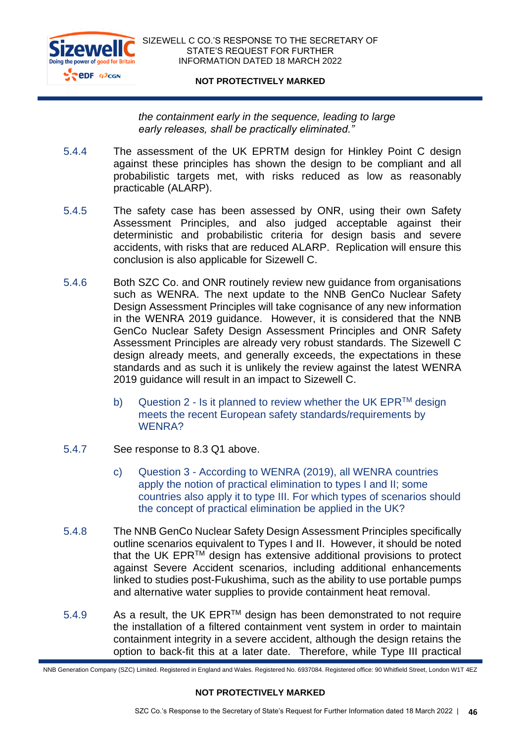*the containment early in the sequence, leading to large early releases, shall be practically eliminated."*

5.4.4 The assessment of the UK EPRTM design for Hinkley Point C design against these principles has shown the design to be compliant and all probabilistic targets met, with risks reduced as low as reasonably practicable (ALARP).

5.4.5 The safety case has been assessed by ONR, using their own Safety Assessment Principles, and also judged acceptable against their deterministic and probabilistic criteria for design basis and severe accidents, with risks that are reduced ALARP. Replication will ensure this conclusion is also applicable for Sizewell C.

5.4.6 Both SZC Co. and ONR routinely review new guidance from organisations such as WENRA. The next update to the NNB GenCo Nuclear Safety Design Assessment Principles will take cognisance of any new information in the WENRA 2019 guidance. However, it is considered that the NNB GenCo Nuclear Safety Design Assessment Principles and ONR Safety Assessment Principles are already very robust standards. The Sizewell C design already meets, and generally exceeds, the expectations in these standards and as such it is unlikely the review against the latest WENRA 2019 guidance will result in an impact to Sizewell C.

b) Question 2 - Is it planned to review whether the UK EPR™ design meets the recent European safety standards/requirements by WENRA?

5.4.7 See response to 8.3 Q1 above.

c) Question 3 - According to WENRA (2019), all WENRA countries apply the notion of practical elimination to types I and II; some countries also apply it to type III. For which types of scenarios should the concept of practical elimination be applied in the UK?

5.4.8 The NNB GenCo Nuclear Safety Design Assessment Principles specifically outline scenarios equivalent to Types I and II. However, it should be noted that the UK EPR™ design has extensive additional provisions to protect against Severe Accident scenarios, including additional enhancements linked to studies post-Fukushima, such as the ability to use portable pumps and alternative water supplies to provide containment heat removal.

5.4.9 As a result, the UK EPR™ design has been demonstrated to not require the installation of a filtered containment vent system in order to maintain containment integrity in a severe accident, although the design retains the option to back-fit this at a later date. Therefore, while Type III practical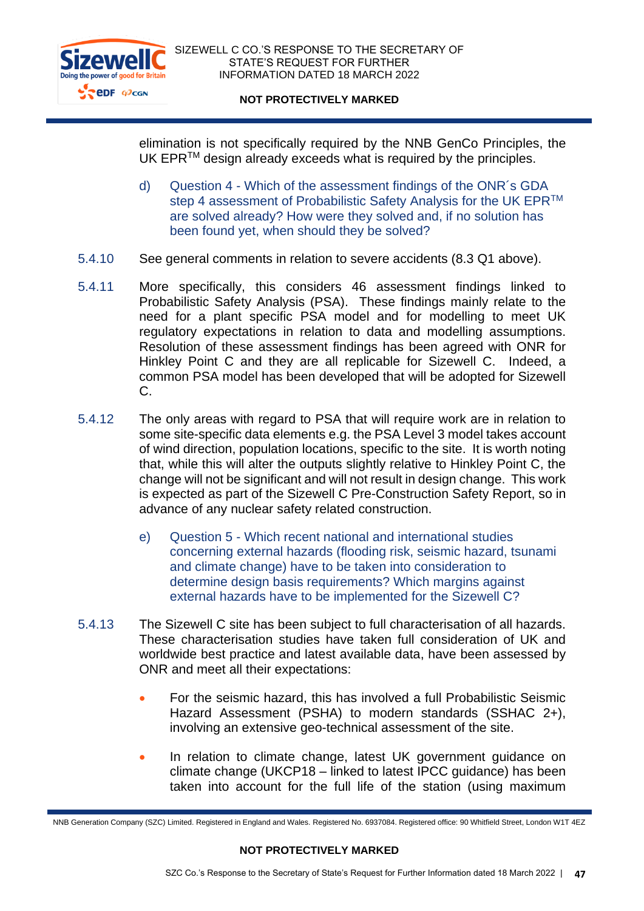elimination is not specifically required by the NNB GenCo Principles, the UK EPR™ design already exceeds what is required by the principles.

d) Question 4 - Which of the assessment findings of the ONR´s GDA step 4 assessment of Probabilistic Safety Analysis for the UK EPR™ are solved already? How were they solved and, if no solution has been found yet, when should they be solved?

5.4.10 See general comments in relation to severe accidents (8.3 Q1 above).

5.4.11 More specifically, this considers 46 assessment findings linked to Probabilistic Safety Analysis (PSA). These findings mainly relate to the need for a plant specific PSA model and for modelling to meet UK regulatory expectations in relation to data and modelling assumptions. Resolution of these assessment findings has been agreed with ONR for Hinkley Point C and they are all replicable for Sizewell C. Indeed, a common PSA model has been developed that will be adopted for Sizewell C.

5.4.12 The only areas with regard to PSA that will require work are in relation to some site-specific data elements e.g. the PSA Level 3 model takes account of wind direction, population locations, specific to the site. It is worth noting that, while this will alter the outputs slightly relative to Hinkley Point C, the change will not be significant and will not result in design change. This work is expected as part of the Sizewell C Pre-Construction Safety Report, so in advance of any nuclear safety related construction.

e) Question 5 - Which recent national and international studies concerning external hazards (flooding risk, seismic hazard, tsunami and climate change) have to be taken into consideration to determine design basis requirements? Which margins against external hazards have to be implemented for the Sizewell C?

5.4.13 The Sizewell C site has been subject to full characterisation of all hazards. These characterisation studies have taken full consideration of UK and worldwide best practice and latest available data, have been assessed by ONR and meet all their expectations:

- For the seismic hazard, this has involved a full Probabilistic Seismic Hazard Assessment (PSHA) to modern standards (SSHAC 2+), involving an extensive geo-technical assessment of the site.
- In relation to climate change, latest UK government guidance on climate change (UKCP18 – linked to latest IPCC guidance) has been taken into account for the full life of the station (using maximum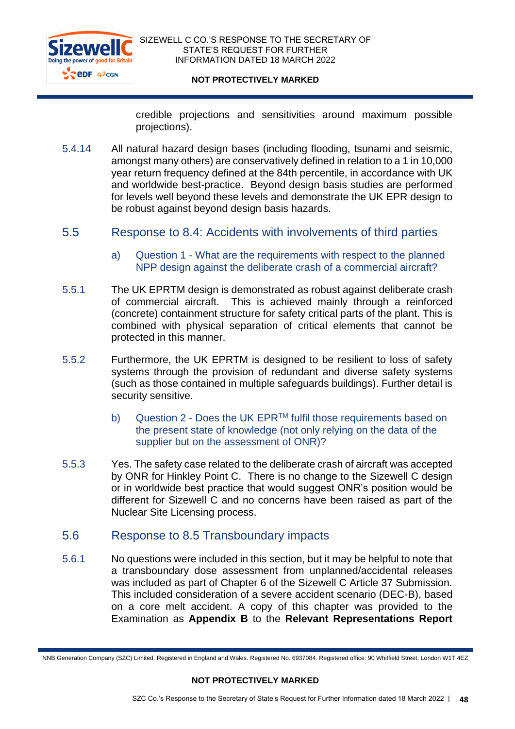credible projections and sensitivities around maximum possible projections).

5.4.14 All natural hazard design bases (including flooding, tsunami and seismic, amongst many others) are conservatively defined in relation to a 1 in 10,000 year return frequency defined at the 84th percentile, in accordance with UK and worldwide best-practice. Beyond design basis studies are performed for levels well beyond these levels and demonstrate the UK EPR design to be robust against beyond design basis hazards.

## 5.5 Response to 8.4: Accidents with involvements of third parties

### a) Question 1 - What are the requirements with respect to the planned NPP design against the deliberate crash of a commercial aircraft?

5.5.1 The UK EPRTM design is demonstrated as robust against deliberate crash of commercial aircraft. This is achieved mainly through a reinforced (concrete) containment structure for safety critical parts of the plant. This is combined with physical separation of critical elements that cannot be protected in this manner.

5.5.2 Furthermore, the UK EPRTM is designed to be resilient to loss of safety systems through the provision of redundant and diverse safety systems (such as those contained in multiple safeguards buildings). Further detail is security sensitive.

### b) Question 2 - Does the UK EPR™ fulfil those requirements based on the present state of knowledge (not only relying on the data of the supplier but on the assessment of ONR)?

5.5.3 Yes. The safety case related to the deliberate crash of aircraft was accepted by ONR for Hinkley Point C. There is no change to the Sizewell C design or in worldwide best practice that would suggest ONR's position would be different for Sizewell C and no concerns have been raised as part of the Nuclear Site Licensing process.

## 5.6 Response to 8.5 Transboundary impacts

5.6.1 No questions were included in this section, but it may be helpful to note that a transboundary dose assessment from unplanned/accidental releases was included as part of Chapter 6 of the Sizewell C Article 37 Submission. This included consideration of a severe accident scenario (DEC-B), based on a core melt accident. A copy of this chapter was provided to the Examination as **Appendix B** to the **Relevant Representations Report**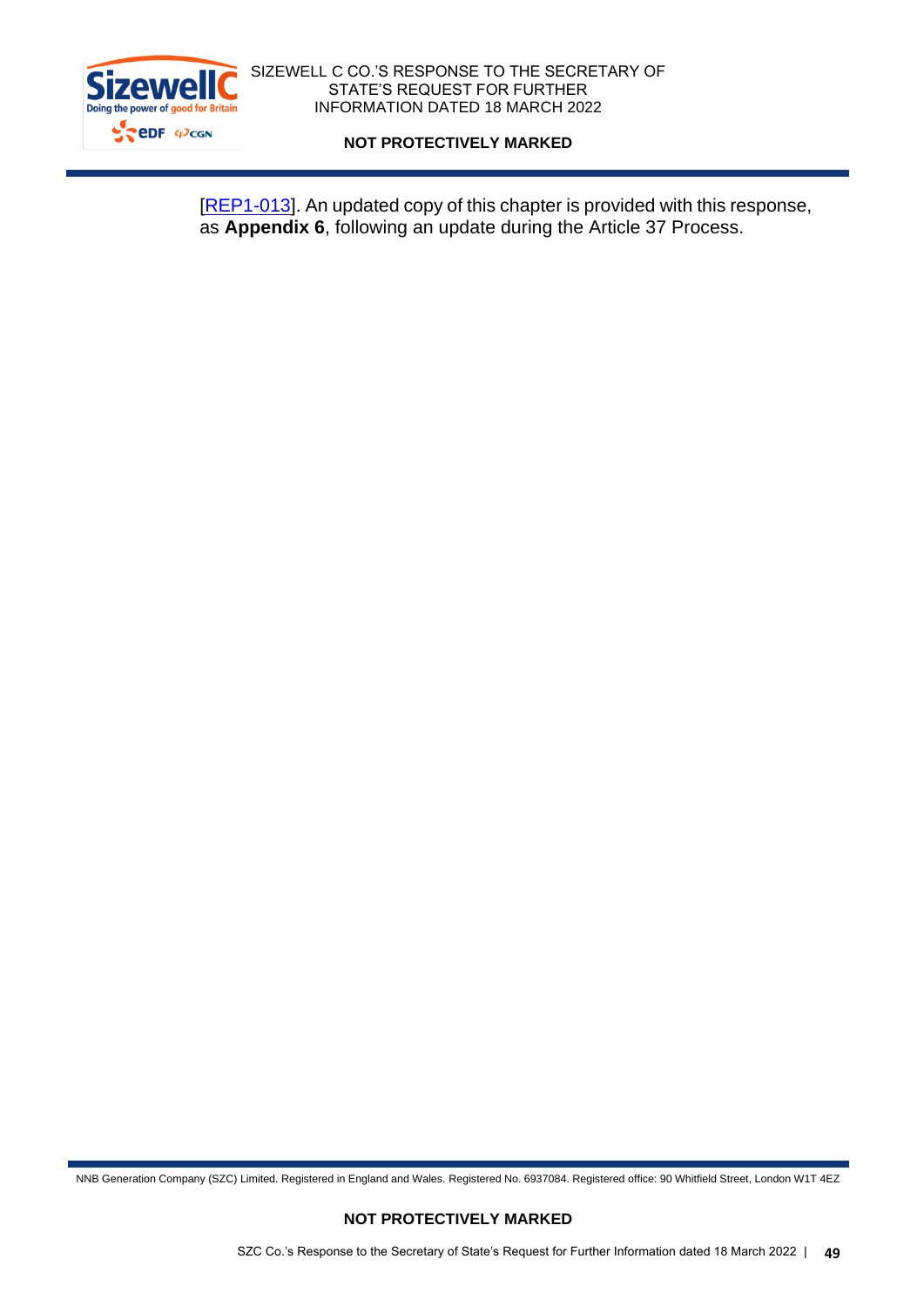[REP1-013]. An updated copy of this chapter is provided with this response, as **Appendix 6**, following an update during the Article 37 Process.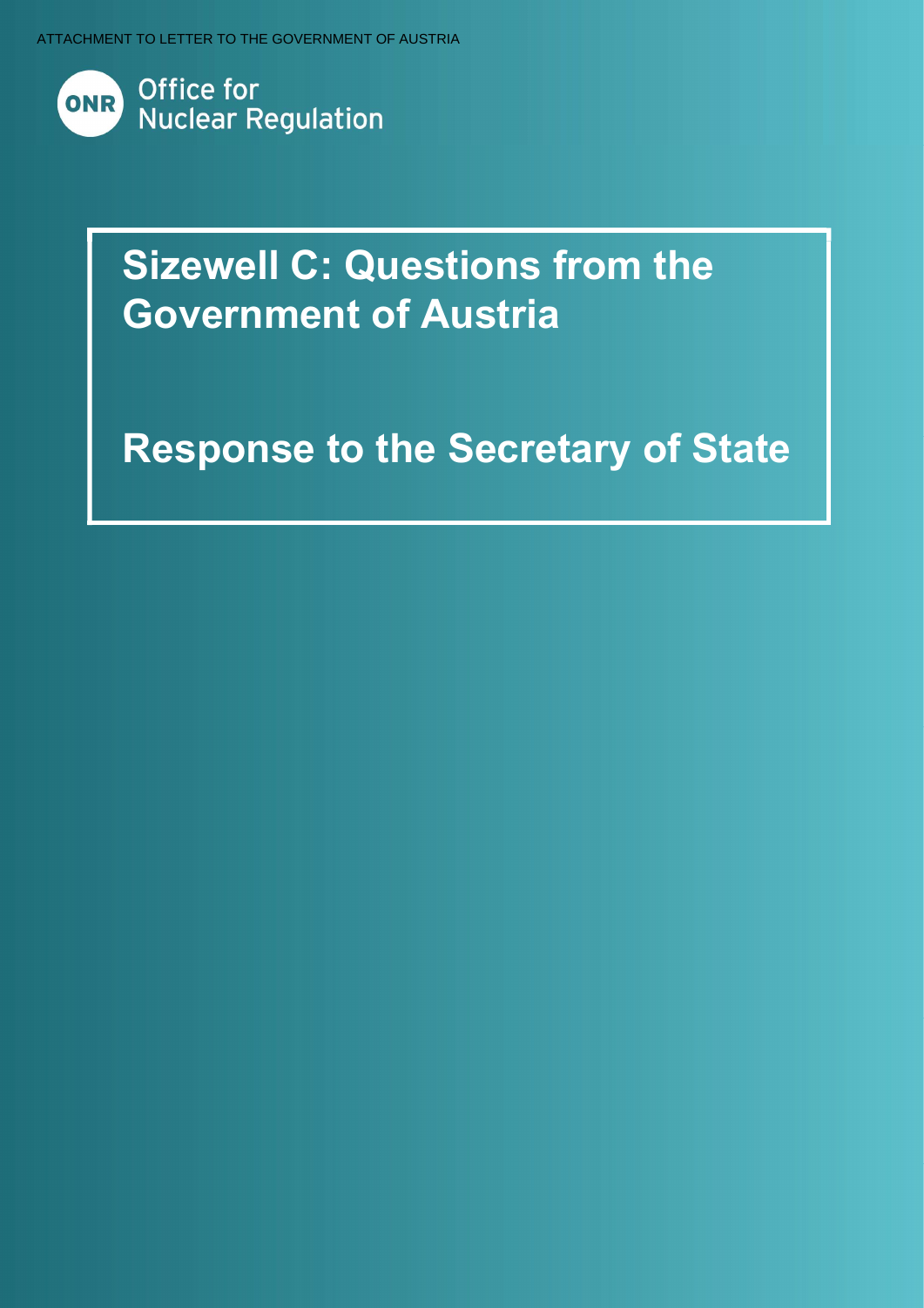ATTACHMENT TO LETTER TO THE GOVERNMENT OF AUSTRIA

Office for Nuclear Regulation

# Sizewell C: Questions from the Government of Austria

# Response to the Secretary of State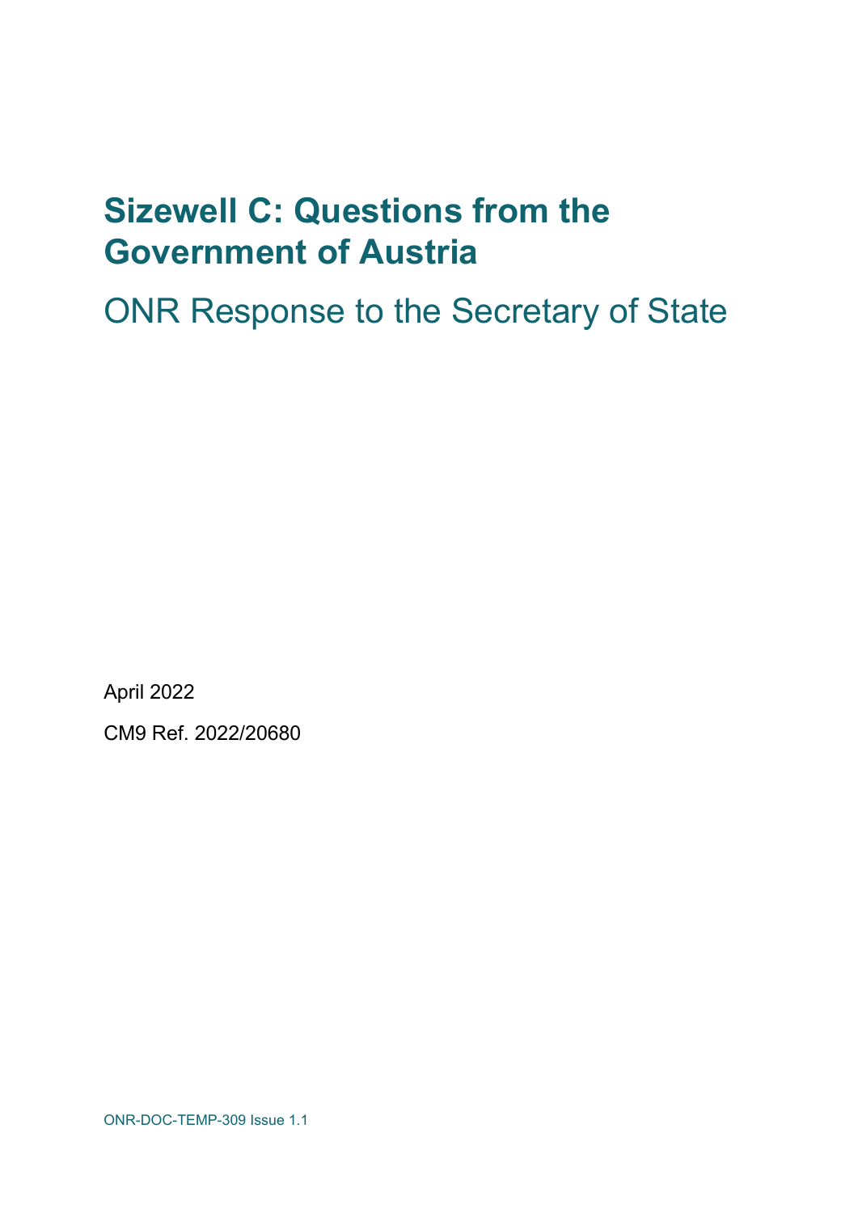# Sizewell C: Questions from the Government of Austria

## ONR Response to the Secretary of State

April 2022

CM9 Ref. 2022/20680

ONR-DOC-TEMP-309 Issue 1.1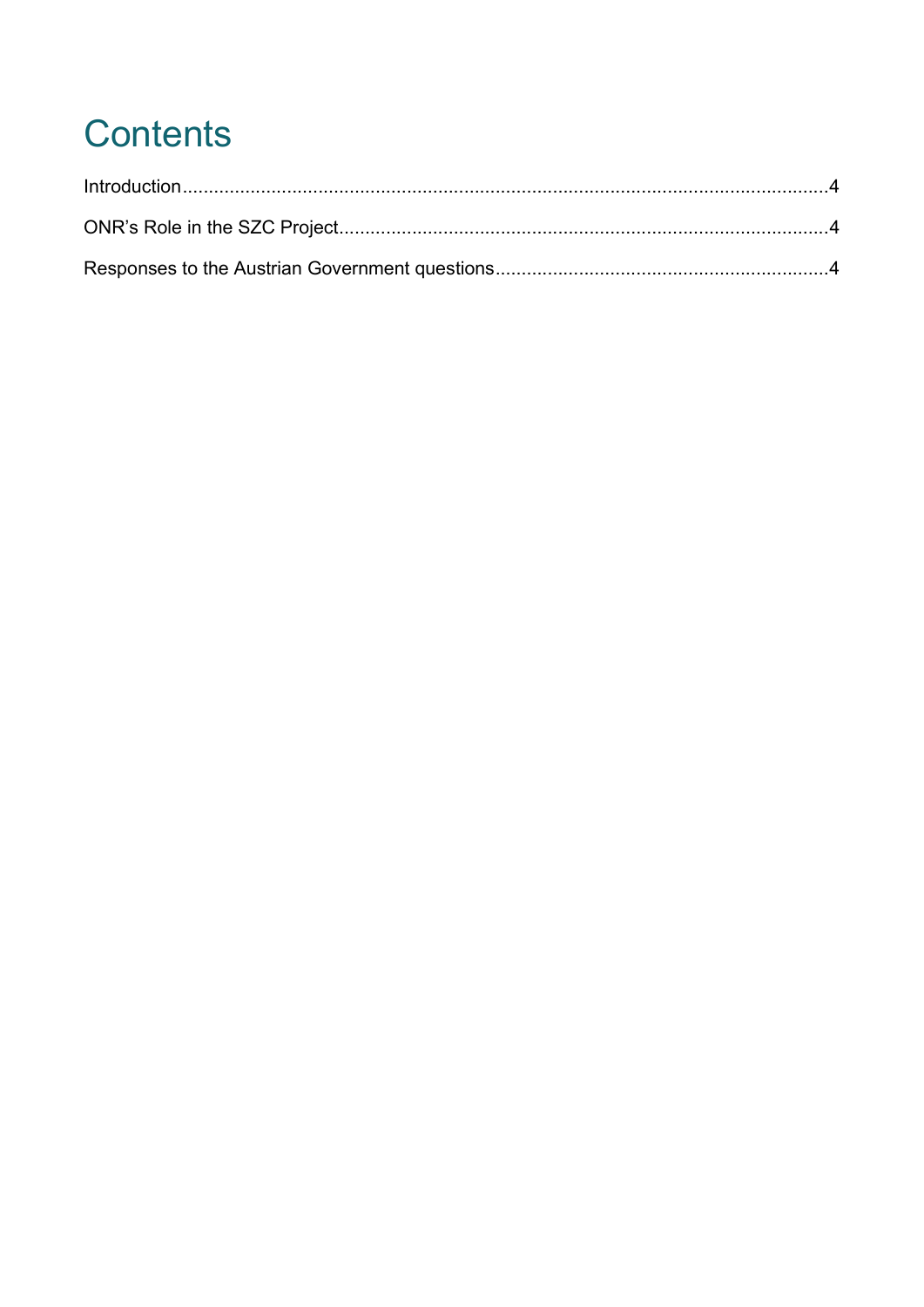# Contents

Introduction....................................................................................................................4

ONR's Role in the SZC Project.......................................................................................4

Responses to the Austrian Government questions.......................................................4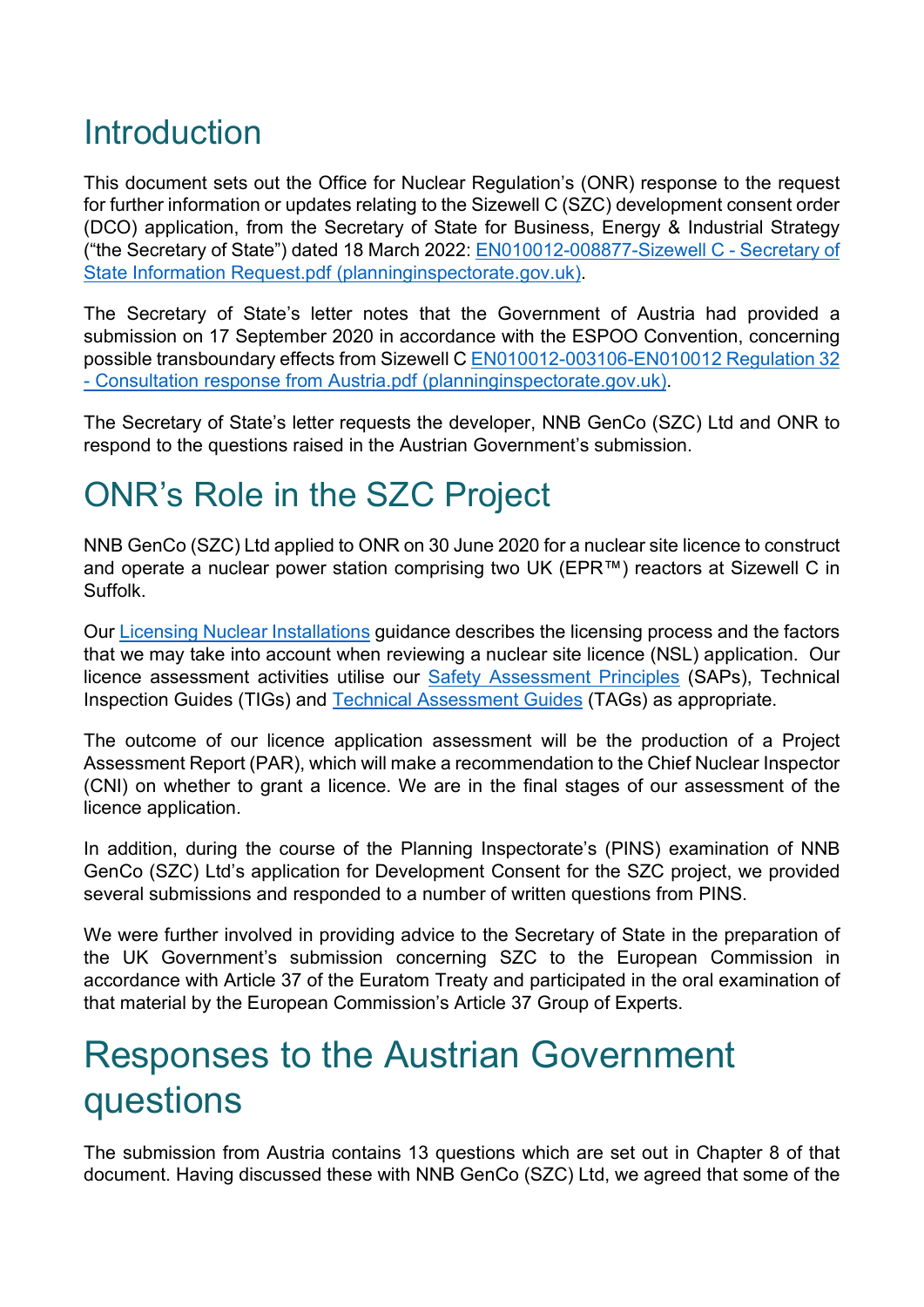# Introduction

This document sets out the Office for Nuclear Regulation's (ONR) response to the request for further information or updates relating to the Sizewell C (SZC) development consent order (DCO) application, from the Secretary of State for Business, Energy & Industrial Strategy ("the Secretary of State") dated 18 March 2022: [EN010012-008877-Sizewell C - Secretary of State Information Request.pdf (planninginspectorate.gov.uk)](EN010012-008877-Sizewell C - Secretary of State Information Request.pdf).

The Secretary of State's letter notes that the Government of Austria had provided a submission on 17 September 2020 in accordance with the ESPOO Convention, concerning possible transboundary effects from Sizewell C [EN010012-003106-EN010012 Regulation 32 - Consultation response from Austria.pdf (planninginspectorate.gov.uk)](EN010012-003106-EN010012 Regulation 32 - Consultation response from Austria.pdf).

The Secretary of State's letter requests the developer, NNB GenCo (SZC) Ltd and ONR to respond to the questions raised in the Austrian Government's submission.

# ONR's Role in the SZC Project

NNB GenCo (SZC) Ltd applied to ONR on 30 June 2020 for a nuclear site licence to construct and operate a nuclear power station comprising two UK (EPR™) reactors at Sizewell C in Suffolk.

Our Licensing Nuclear Installations guidance describes the licensing process and the factors that we may take into account when reviewing a nuclear site licence (NSL) application. Our licence assessment activities utilise our Safety Assessment Principles (SAPs), Technical Inspection Guides (TIGs) and Technical Assessment Guides (TAGs) as appropriate.

The outcome of our licence application assessment will be the production of a Project Assessment Report (PAR), which will make a recommendation to the Chief Nuclear Inspector (CNI) on whether to grant a licence. We are in the final stages of our assessment of the licence application.

In addition, during the course of the Planning Inspectorate's (PINS) examination of NNB GenCo (SZC) Ltd's application for Development Consent for the SZC project, we provided several submissions and responded to a number of written questions from PINS.

We were further involved in providing advice to the Secretary of State in the preparation of the UK Government's submission concerning SZC to the European Commission in accordance with Article 37 of the Euratom Treaty and participated in the oral examination of that material by the European Commission's Article 37 Group of Experts.

# Responses to the Austrian Government questions

The submission from Austria contains 13 questions which are set out in Chapter 8 of that document. Having discussed these with NNB GenCo (SZC) Ltd, we agreed that some of the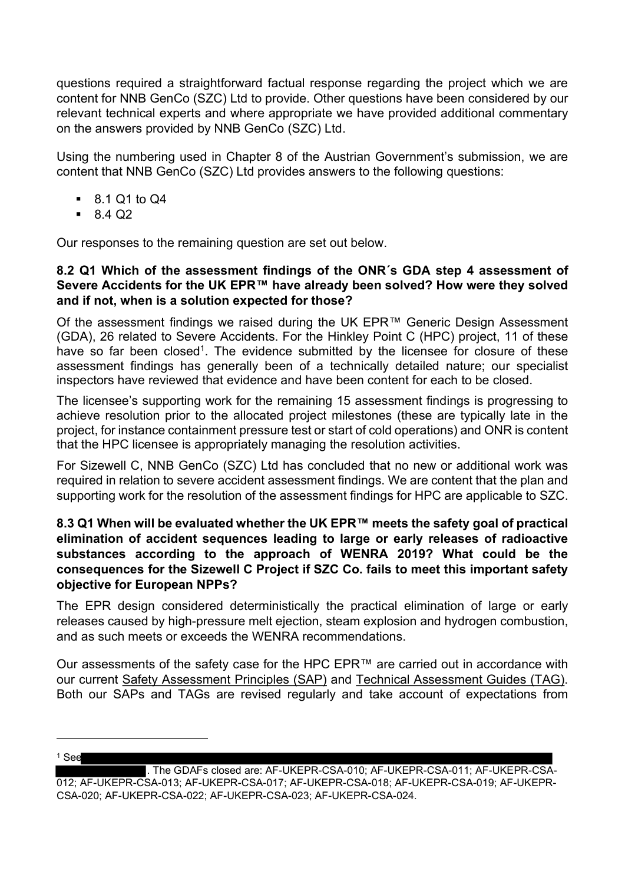questions required a straightforward factual response regarding the project which we are content for NNB GenCo (SZC) Ltd to provide. Other questions have been considered by our relevant technical experts and where appropriate we have provided additional commentary on the answers provided by NNB GenCo (SZC) Ltd.

Using the numbering used in Chapter 8 of the Austrian Government's submission, we are content that NNB GenCo (SZC) Ltd provides answers to the following questions:

- 8.1 Q1 to Q4
- 8.4 Q2

Our responses to the remaining question are set out below.

**8.2 Q1 Which of the assessment findings of the ONR´s GDA step 4 assessment of Severe Accidents for the UK EPR™ have already been solved? How were they solved and if not, when is a solution expected for those?**

Of the assessment findings we raised during the UK EPR™ Generic Design Assessment (GDA), 26 related to Severe Accidents. For the Hinkley Point C (HPC) project, 11 of these have so far been closed[1]. The evidence submitted by the licensee for closure of these assessment findings has generally been of a technically detailed nature; our specialist inspectors have reviewed that evidence and have been content for each to be closed.

The licensee's supporting work for the remaining 15 assessment findings is progressing to achieve resolution prior to the allocated project milestones (these are typically late in the project, for instance containment pressure test or start of cold operations) and ONR is content that the HPC licensee is appropriately managing the resolution activities.

For Sizewell C, NNB GenCo (SZC) Ltd has concluded that no new or additional work was required in relation to severe accident assessment findings. We are content that the plan and supporting work for the resolution of the assessment findings for HPC are applicable to SZC.

**8.3 Q1 When will be evaluated whether the UK EPR™ meets the safety goal of practical elimination of accident sequences leading to large or early releases of radioactive substances according to the approach of WENRA 2019? What could be the consequences for the Sizewell C Project if SZC Co. fails to meet this important safety objective for European NPPs?**

The EPR design considered deterministically the practical elimination of large or early releases caused by high-pressure melt ejection, steam explosion and hydrogen combustion, and as such meets or exceeds the WENRA recommendations.

Our assessments of the safety case for the HPC EPR™ are carried out in accordance with our current Safety Assessment Principles (SAP) and Technical Assessment Guides (TAG). Both our SAPs and TAGs are revised regularly and take account of expectations from

[1] See [redacted]. The GDAFs closed are: AF-UKEPR-CSA-010; AF-UKEPR-CSA-011; AF-UKEPR-CSA-012; AF-UKEPR-CSA-013; AF-UKEPR-CSA-017; AF-UKEPR-CSA-018; AF-UKEPR-CSA-019; AF-UKEPR-CSA-020; AF-UKEPR-CSA-022; AF-UKEPR-CSA-023; AF-UKEPR-CSA-024.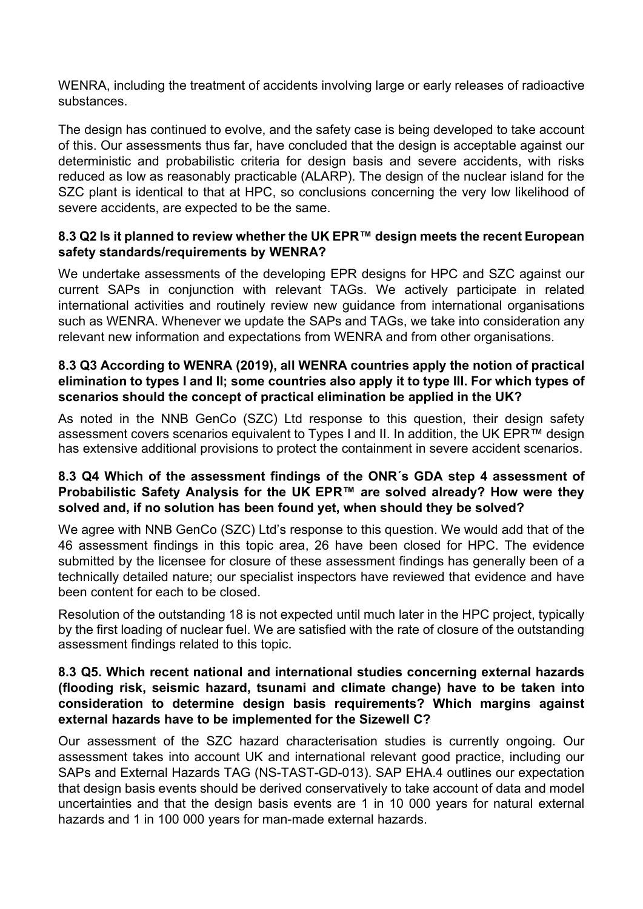WENRA, including the treatment of accidents involving large or early releases of radioactive substances.

The design has continued to evolve, and the safety case is being developed to take account of this. Our assessments thus far, have concluded that the design is acceptable against our deterministic and probabilistic criteria for design basis and severe accidents, with risks reduced as low as reasonably practicable (ALARP). The design of the nuclear island for the SZC plant is identical to that at HPC, so conclusions concerning the very low likelihood of severe accidents, are expected to be the same.

**8.3 Q2 Is it planned to review whether the UK EPR™ design meets the recent European safety standards/requirements by WENRA?**

We undertake assessments of the developing EPR designs for HPC and SZC against our current SAPs in conjunction with relevant TAGs. We actively participate in related international activities and routinely review new guidance from international organisations such as WENRA. Whenever we update the SAPs and TAGs, we take into consideration any relevant new information and expectations from WENRA and from other organisations.

**8.3 Q3 According to WENRA (2019), all WENRA countries apply the notion of practical elimination to types I and II; some countries also apply it to type III. For which types of scenarios should the concept of practical elimination be applied in the UK?**

As noted in the NNB GenCo (SZC) Ltd response to this question, their design safety assessment covers scenarios equivalent to Types I and II. In addition, the UK EPR™ design has extensive additional provisions to protect the containment in severe accident scenarios.

**8.3 Q4 Which of the assessment findings of the ONR´s GDA step 4 assessment of Probabilistic Safety Analysis for the UK EPR™ are solved already? How were they solved and, if no solution has been found yet, when should they be solved?**

We agree with NNB GenCo (SZC) Ltd's response to this question. We would add that of the 46 assessment findings in this topic area, 26 have been closed for HPC. The evidence submitted by the licensee for closure of these assessment findings has generally been of a technically detailed nature; our specialist inspectors have reviewed that evidence and have been content for each to be closed.

Resolution of the outstanding 18 is not expected until much later in the HPC project, typically by the first loading of nuclear fuel. We are satisfied with the rate of closure of the outstanding assessment findings related to this topic.

**8.3 Q5. Which recent national and international studies concerning external hazards (flooding risk, seismic hazard, tsunami and climate change) have to be taken into consideration to determine design basis requirements? Which margins against external hazards have to be implemented for the Sizewell C?**

Our assessment of the SZC hazard characterisation studies is currently ongoing. Our assessment takes into account UK and international relevant good practice, including our SAPs and External Hazards TAG (NS-TAST-GD-013). SAP EHA.4 outlines our expectation that design basis events should be derived conservatively to take account of data and model uncertainties and that the design basis events are 1 in 10 000 years for natural external hazards and 1 in 100 000 years for man-made external hazards.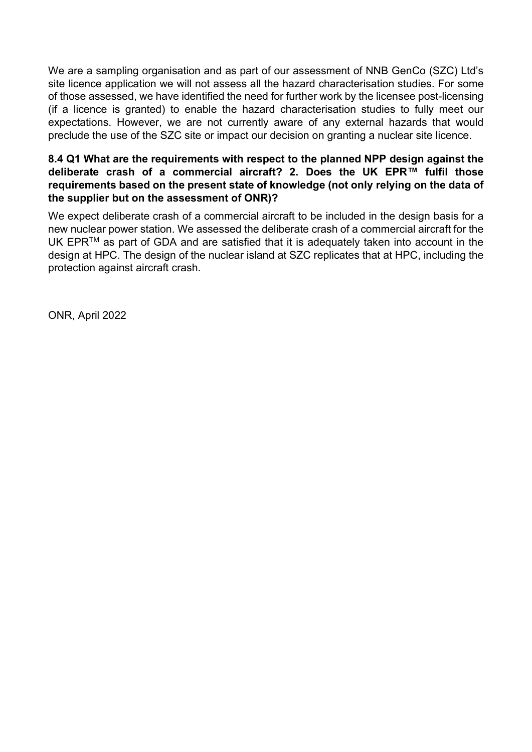We are a sampling organisation and as part of our assessment of NNB GenCo (SZC) Ltd's site licence application we will not assess all the hazard characterisation studies. For some of those assessed, we have identified the need for further work by the licensee post-licensing (if a licence is granted) to enable the hazard characterisation studies to fully meet our expectations. However, we are not currently aware of any external hazards that would preclude the use of the SZC site or impact our decision on granting a nuclear site licence.

**8.4 Q1 What are the requirements with respect to the planned NPP design against the deliberate crash of a commercial aircraft? 2. Does the UK EPR™ fulfil those requirements based on the present state of knowledge (not only relying on the data of the supplier but on the assessment of ONR)?**

We expect deliberate crash of a commercial aircraft to be included in the design basis for a new nuclear power station. We assessed the deliberate crash of a commercial aircraft for the UK EPR™ as part of GDA and are satisfied that it is adequately taken into account in the design at HPC. The design of the nuclear island at SZC replicates that at HPC, including the protection against aircraft crash.

ONR, April 2022